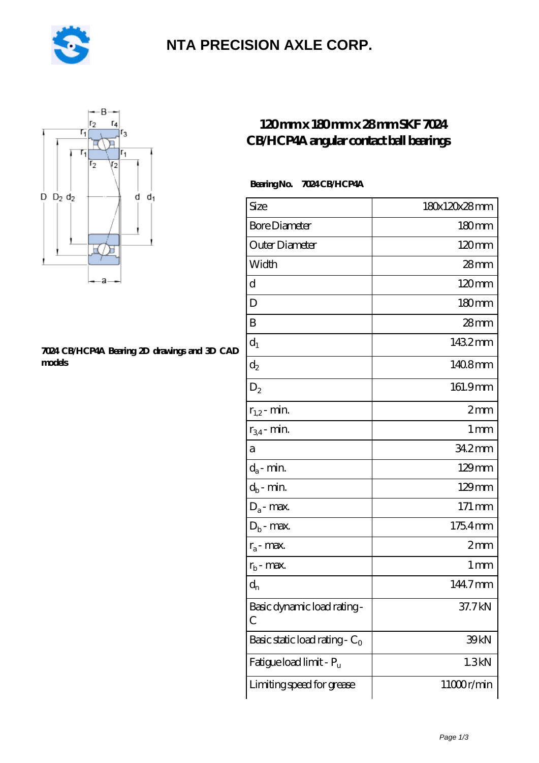# NTA PRECISION AXLE CORP.

## 120 mm x 180 mm x 28 mm SKF 7024 CB/HCP4A angular contact ball bearings

**Bearing No. 7024 CB/HCP4A**

| Size | 180x120x28 mm |
|---|---|
| Bore Diameter | 180 mm |
| Outer Diameter | 120 mm |
| Width | 28 mm |
| d | 120 mm |
| D | 180 mm |
| B | 28 mm |
| $d_1$ | 143.2 mm |
| $d_2$ | 140.8 mm |
| $D_2$ | 161.9 mm |
| $r_{1,2}$ - min. | 2 mm |
| $r_{3,4}$ - min. | 1 mm |
| a | 34.2 mm |
| $d_a$ - min. | 129 mm |
| $d_b$ - min. | 129 mm |
| $D_a$ - max. | 171 mm |
| $D_b$ - max. | 175.4 mm |
| $r_a$ - max. | 2 mm |
| $r_b$ - max. | 1 mm |
| $d_n$ | 144.7 mm |
| Basic dynamic load rating - C | 37.7 kN |
| Basic static load rating - $C_0$ | 39 kN |
| Fatigue load limit - $P_u$ | 1.3 kN |
| Limiting speed for grease | 11000 r/min |

**7024 CB/HCP4A Bearing 2D drawings and 3D CAD models**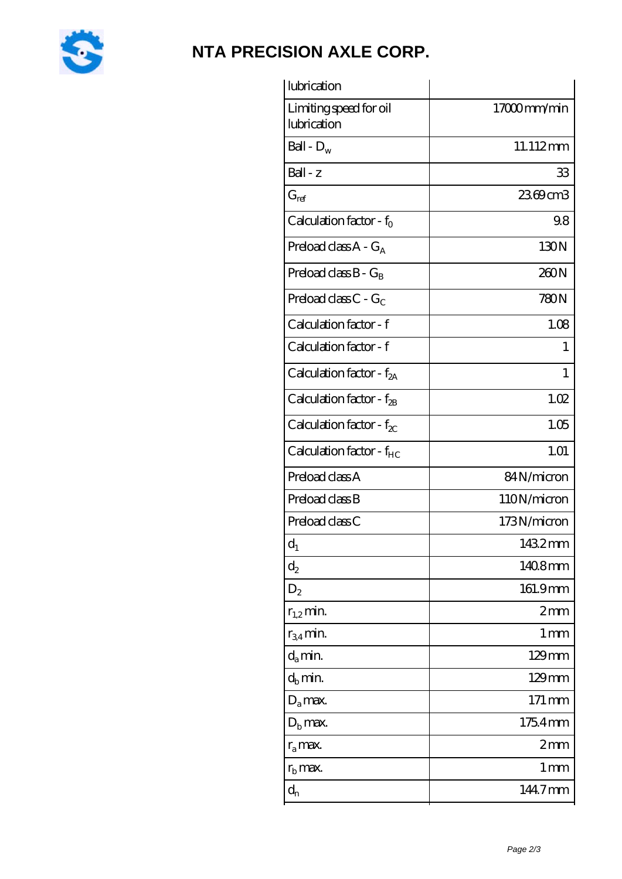| lubrication | |
|---|---|
| Limiting speed for oil lubrication | 17000 mm/min |
| Ball - $D_w$ | 11.112 mm |
| Ball - z | 33 |
| $G_{ref}$ | 23.69 cm3 |
| Calculation factor - $f_0$ | 9.8 |
| Preload class A - $G_A$ | 130 N |
| Preload class B - $G_B$ | 260 N |
| Preload class C - $G_C$ | 780 N |
| Calculation factor - f | 1.08 |
| Calculation factor - f | 1 |
| Calculation factor - $f_{2A}$ | 1 |
| Calculation factor - $f_{2B}$ | 1.02 |
| Calculation factor - $f_{2C}$ | 1.05 |
| Calculation factor - $f_{HC}$ | 1.01 |
| Preload class A | 84 N/micron |
| Preload class B | 110 N/micron |
| Preload class C | 173 N/micron |
| $d_1$ | 143.2 mm |
| $d_2$ | 140.8 mm |
| $D_2$ | 161.9 mm |
| $r_{1,2}$ min. | 2 mm |
| $r_{3,4}$ min. | 1 mm |
| $d_a$ min. | 129 mm |
| $d_b$ min. | 129 mm |
| $D_a$ max. | 171 mm |
| $D_b$ max. | 175.4 mm |
| $r_a$ max. | 2 mm |
| $r_b$ max. | 1 mm |
| $d_n$ | 144.7 mm |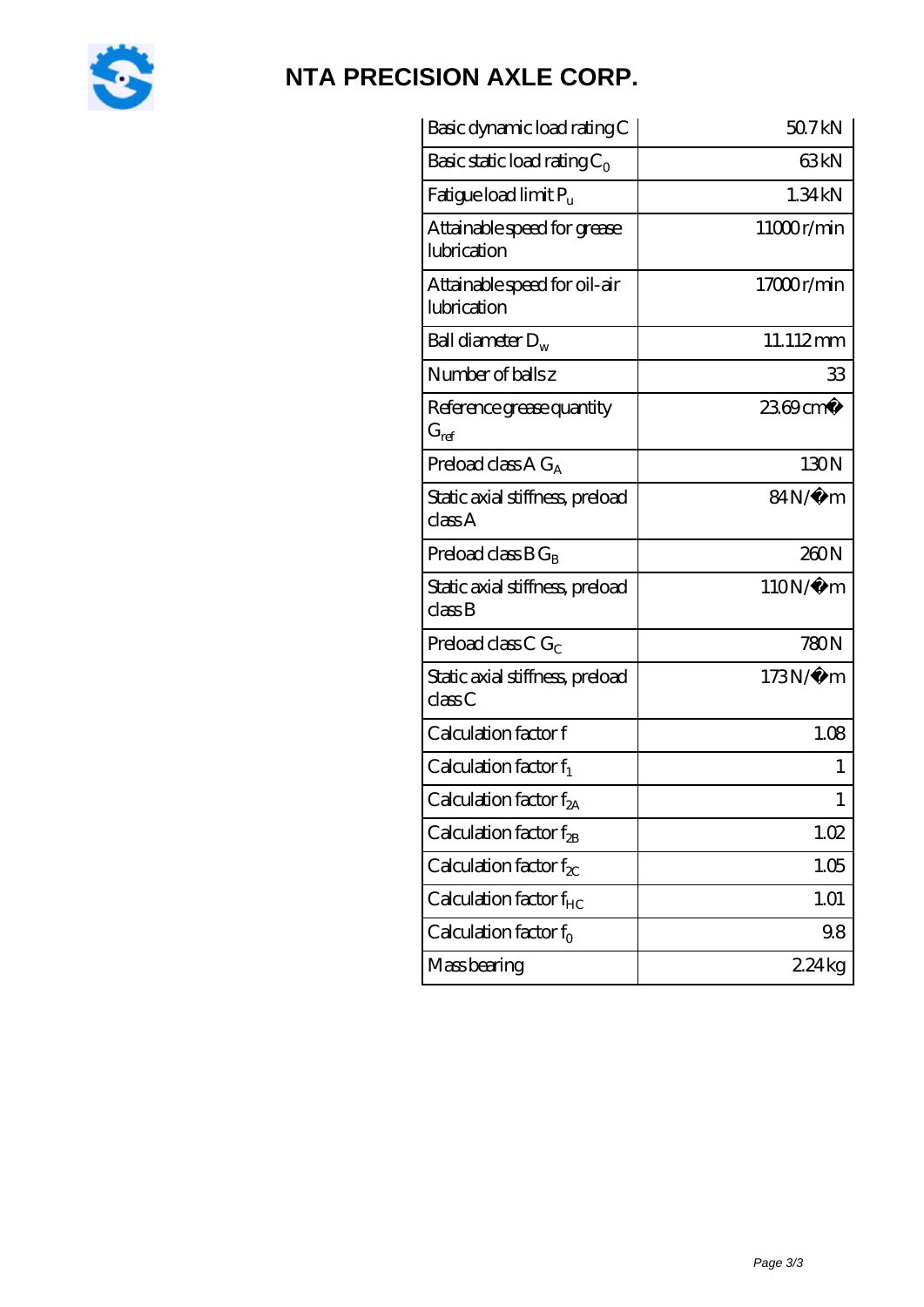# NTA PRECISION AXLE CORP.

| | |
|---|---|
| Basic dynamic load rating C | 50.7 kN |
| Basic static load rating $C_0$ | 63 kN |
| Fatigue load limit $P_u$ | 1.34 kN |
| Attainable speed for grease lubrication | 11000 r/min |
| Attainable speed for oil-air lubrication | 17000 r/min |
| Ball diameter $D_w$ | 11.112 mm |
| Number of balls z | 33 |
| Reference grease quantity $G_{ref}$ | 23.69 cm� |
| Preload class A $G_A$ | 130 N |
| Static axial stiffness, preload class A | 84 N/�m |
| Preload class B $G_B$ | 260 N |
| Static axial stiffness, preload class B | 110 N/�m |
| Preload class C $G_C$ | 780 N |
| Static axial stiffness, preload class C | 173 N/�m |
| Calculation factor f | 1.08 |
| Calculation factor $f_1$ | 1 |
| Calculation factor $f_{2A}$ | 1 |
| Calculation factor $f_{2B}$ | 1.02 |
| Calculation factor $f_{2C}$ | 1.05 |
| Calculation factor $f_{HC}$ | 1.01 |
| Calculation factor $f_0$ | 9.8 |
| Mass bearing | 2.24 kg |